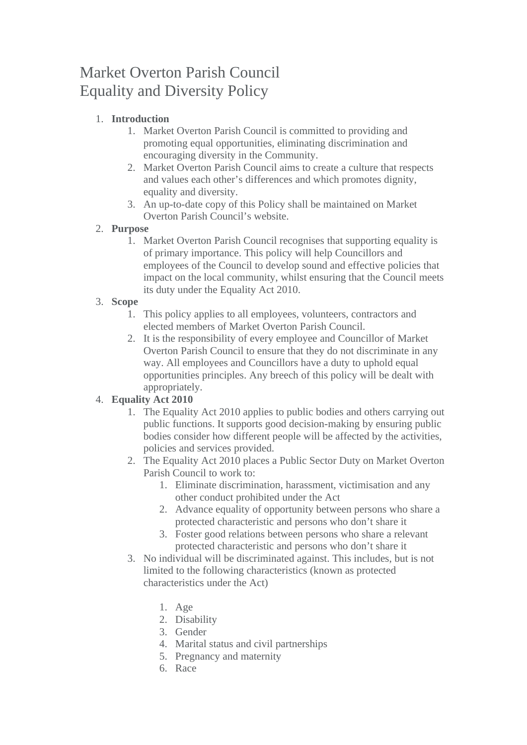# Market Overton Parish Council
# Equality and Diversity Policy

1. **Introduction**
    1. Market Overton Parish Council is committed to providing and promoting equal opportunities, eliminating discrimination and encouraging diversity in the Community.
    2. Market Overton Parish Council aims to create a culture that respects and values each other's differences and which promotes dignity, equality and diversity.
    3. An up-to-date copy of this Policy shall be maintained on Market Overton Parish Council's website.
2. **Purpose**
    1. Market Overton Parish Council recognises that supporting equality is of primary importance. This policy will help Councillors and employees of the Council to develop sound and effective policies that impact on the local community, whilst ensuring that the Council meets its duty under the Equality Act 2010.
3. **Scope**
    1. This policy applies to all employees, volunteers, contractors and elected members of Market Overton Parish Council.
    2. It is the responsibility of every employee and Councillor of Market Overton Parish Council to ensure that they do not discriminate in any way. All employees and Councillors have a duty to uphold equal opportunities principles. Any breech of this policy will be dealt with appropriately.
4. **Equality Act 2010**
    1. The Equality Act 2010 applies to public bodies and others carrying out public functions. It supports good decision-making by ensuring public bodies consider how different people will be affected by the activities, policies and services provided.
    2. The Equality Act 2010 places a Public Sector Duty on Market Overton Parish Council to work to:
        1. Eliminate discrimination, harassment, victimisation and any other conduct prohibited under the Act
        2. Advance equality of opportunity between persons who share a protected characteristic and persons who don't share it
        3. Foster good relations between persons who share a relevant protected characteristic and persons who don't share it
    3. No individual will be discriminated against. This includes, but is not limited to the following characteristics (known as protected characteristics under the Act)

        1. Age
        2. Disability
        3. Gender
        4. Marital status and civil partnerships
        5. Pregnancy and maternity
        6. Race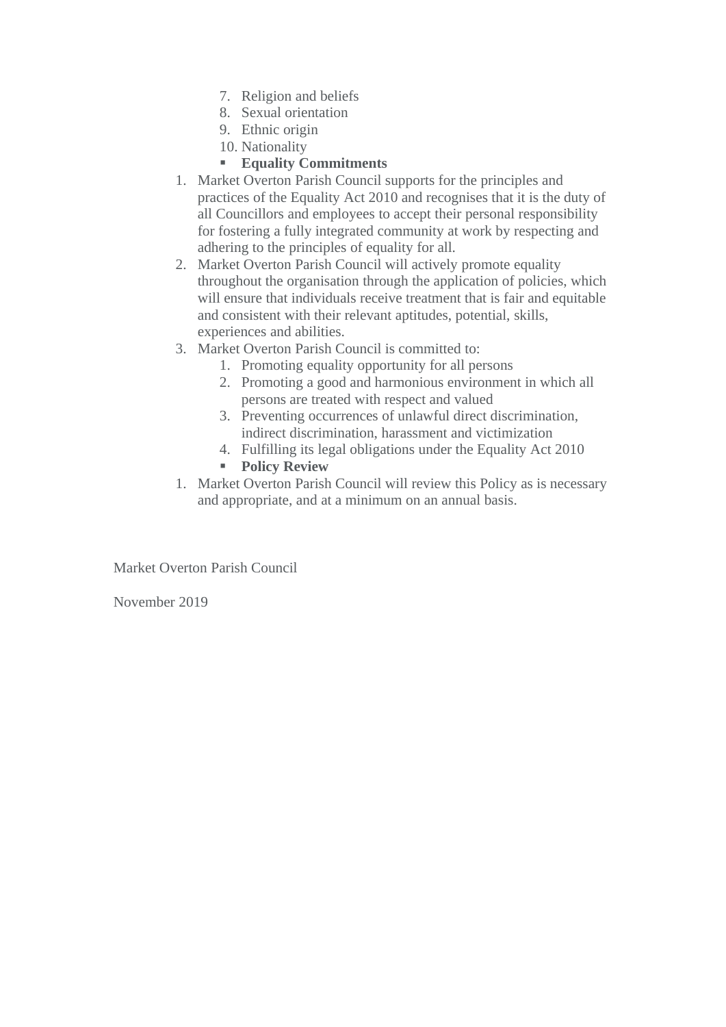7. Religion and beliefs
8. Sexual orientation
9. Ethnic origin
10. Nationality

- **Equality Commitments**

1. Market Overton Parish Council supports for the principles and practices of the Equality Act 2010 and recognises that it is the duty of all Councillors and employees to accept their personal responsibility for fostering a fully integrated community at work by respecting and adhering to the principles of equality for all.
2. Market Overton Parish Council will actively promote equality throughout the organisation through the application of policies, which will ensure that individuals receive treatment that is fair and equitable and consistent with their relevant aptitudes, potential, skills, experiences and abilities.
3. Market Overton Parish Council is committed to:
    1. Promoting equality opportunity for all persons
    2. Promoting a good and harmonious environment in which all persons are treated with respect and valued
    3. Preventing occurrences of unlawful direct discrimination, indirect discrimination, harassment and victimization
    4. Fulfilling its legal obligations under the Equality Act 2010

- **Policy Review**

1. Market Overton Parish Council will review this Policy as is necessary and appropriate, and at a minimum on an annual basis.

Market Overton Parish Council

November 2019